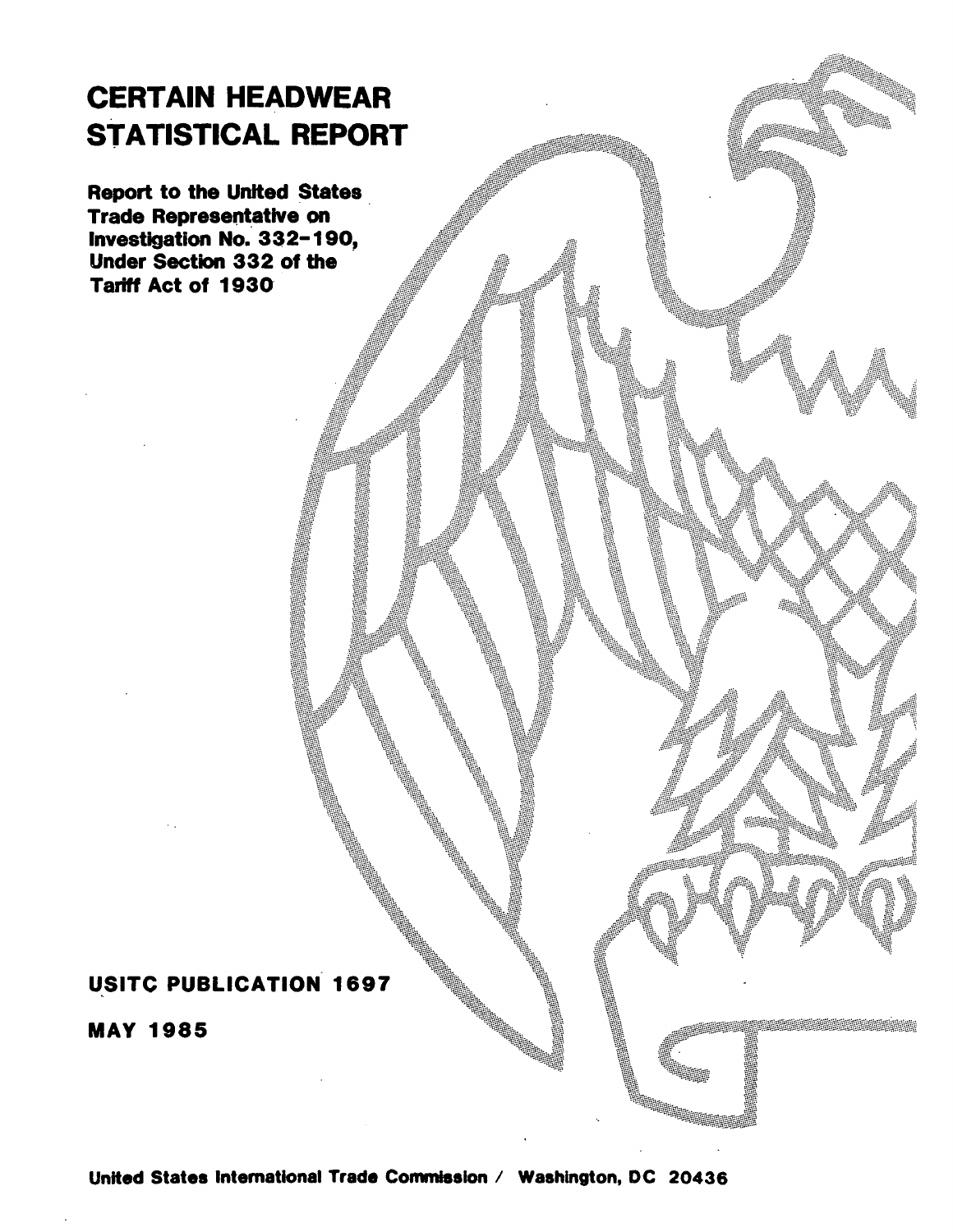# CERTAIN HEADWEAR STATISTICAL REPORT

**Report to the United States Trade Representative on Investigation No. 332-190, Under Section 332 of the Tariff Act of 1930**

**USITC PUBLICATION 1697**

**MAY 1985**

**United States International Trade Commission / Washington, DC 20436**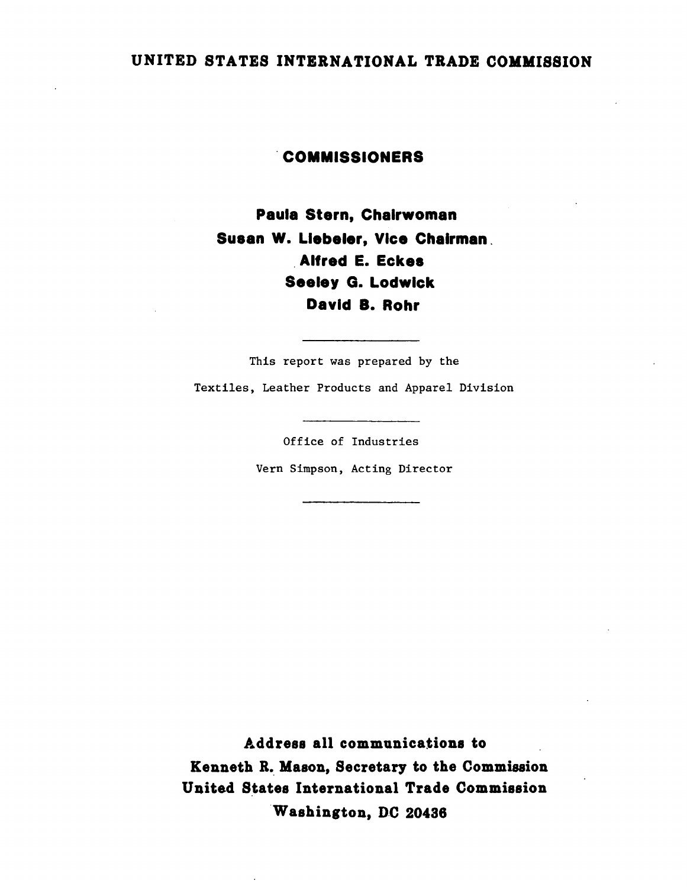# UNITED STATES INTERNATIONAL TRADE COMMISSION

## COMMISSIONERS

**Paula Stern, Chairwoman**
**Susan W. Liebeler, Vice Chairman**
**Alfred E. Eckes**
**Seeley G. Lodwick**
**David B. Rohr**

---

This report was prepared by the

Textiles, Leather Products and Apparel Division

---

Office of Industries

Vern Simpson, Acting Director

---

**Address all communications to**
**Kenneth R. Mason, Secretary to the Commission**
**United States International Trade Commission**
**Washington, DC 20436**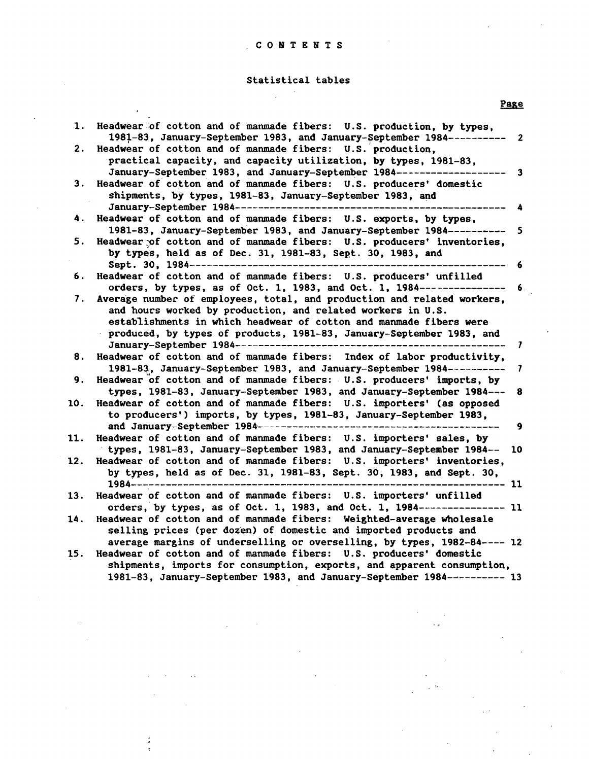# CONTENTS

## Statistical tables

| | | Page |
|---|---|---|
| 1. | Headwear of cotton and of manmade fibers: U.S. production, by types, 1981-83, January-September 1983, and January-September 1984 | 2 |
| 2. | Headwear of cotton and of manmade fibers: U.S. production, practical capacity, and capacity utilization, by types, 1981-83, January-September 1983, and January-September 1984 | 3 |
| 3. | Headwear of cotton and of manmade fibers: U.S. producers' domestic shipments, by types, 1981-83, January-September 1983, and January-September 1984 | 4 |
| 4. | Headwear of cotton and of manmade fibers: U.S. exports, by types, 1981-83, January-September 1983, and January-September 1984 | 5 |
| 5. | Headwear of cotton and of manmade fibers: U.S. producers' inventories, by types, held as of Dec. 31, 1981-83, Sept. 30, 1983, and Sept. 30, 1984 | 6 |
| 6. | Headwear of cotton and of manmade fibers: U.S. producers' unfilled orders, by types, as of Oct. 1, 1983, and Oct. 1, 1984 | 6 |
| 7. | Average number of employees, total, and production and related workers, and hours worked by production, and related workers in U.S. establishments in which headwear of cotton and manmade fibers were produced, by types of products, 1981-83, January-September 1983, and January-September 1984 | 7 |
| 8. | Headwear of cotton and of manmade fibers: Index of labor productivity, 1981-83, January-September 1983, and January-September 1984 | 7 |
| 9. | Headwear of cotton and of manmade fibers: U.S. producers' imports, by types, 1981-83, January-September 1983, and January-September 1984 | 8 |
| 10. | Headwear of cotton and of manmade fibers: U.S. importers' (as opposed to producers') imports, by types, 1981-83, January-September 1983, and January-September 1984 | 9 |
| 11. | Headwear of cotton and of manmade fibers: U.S. importers' sales, by types, 1981-83, January-September 1983, and January-September 1984 | 10 |
| 12. | Headwear of cotton and of manmade fibers: U.S. importers' inventories, by types, held as of Dec. 31, 1981-83, Sept. 30, 1983, and Sept. 30, 1984 | 11 |
| 13. | Headwear of cotton and of manmade fibers: U.S. importers' unfilled orders, by types, as of Oct. 1, 1983, and Oct. 1, 1984 | 11 |
| 14. | Headwear of cotton and of manmade fibers: Weighted-average wholesale selling prices (per dozen) of domestic and imported products and average margins of underselling or overselling, by types, 1982-84 | 12 |
| 15. | Headwear of cotton and of manmade fibers: U.S. producers' domestic shipments, imports for consumption, exports, and apparent consumption, 1981-83, January-September 1983, and January-September 1984 | 13 |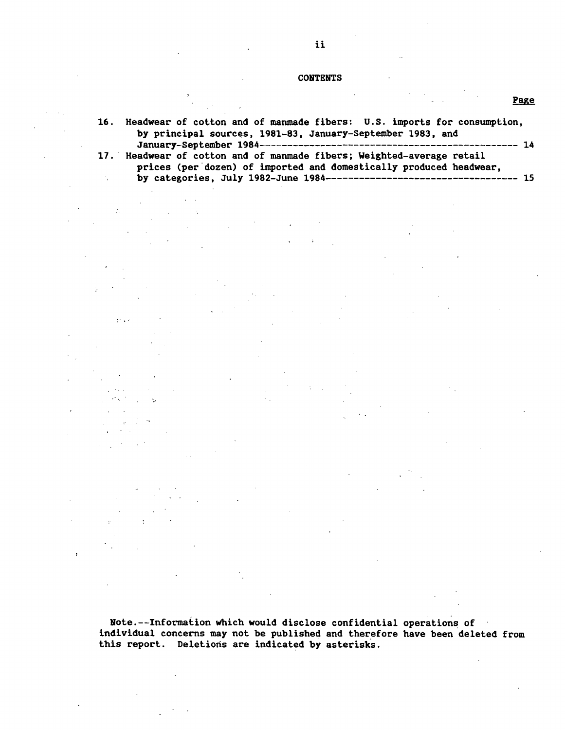## CONTENTS

Page

16. Headwear of cotton and of manmade fibers: U.S. imports for consumption, by principal sources, 1981-83, January-September 1983, and January-September 1984------------------------------------------------ 14
17. Headwear of cotton and of manmade fibers; Weighted-average retail prices (per dozen) of imported and domestically produced headwear, by categories, July 1982-June 1984------------------------------------ 15

Note.--Information which would disclose confidential operations of individual concerns may not be published and therefore have been deleted from this report. Deletions are indicated by asterisks.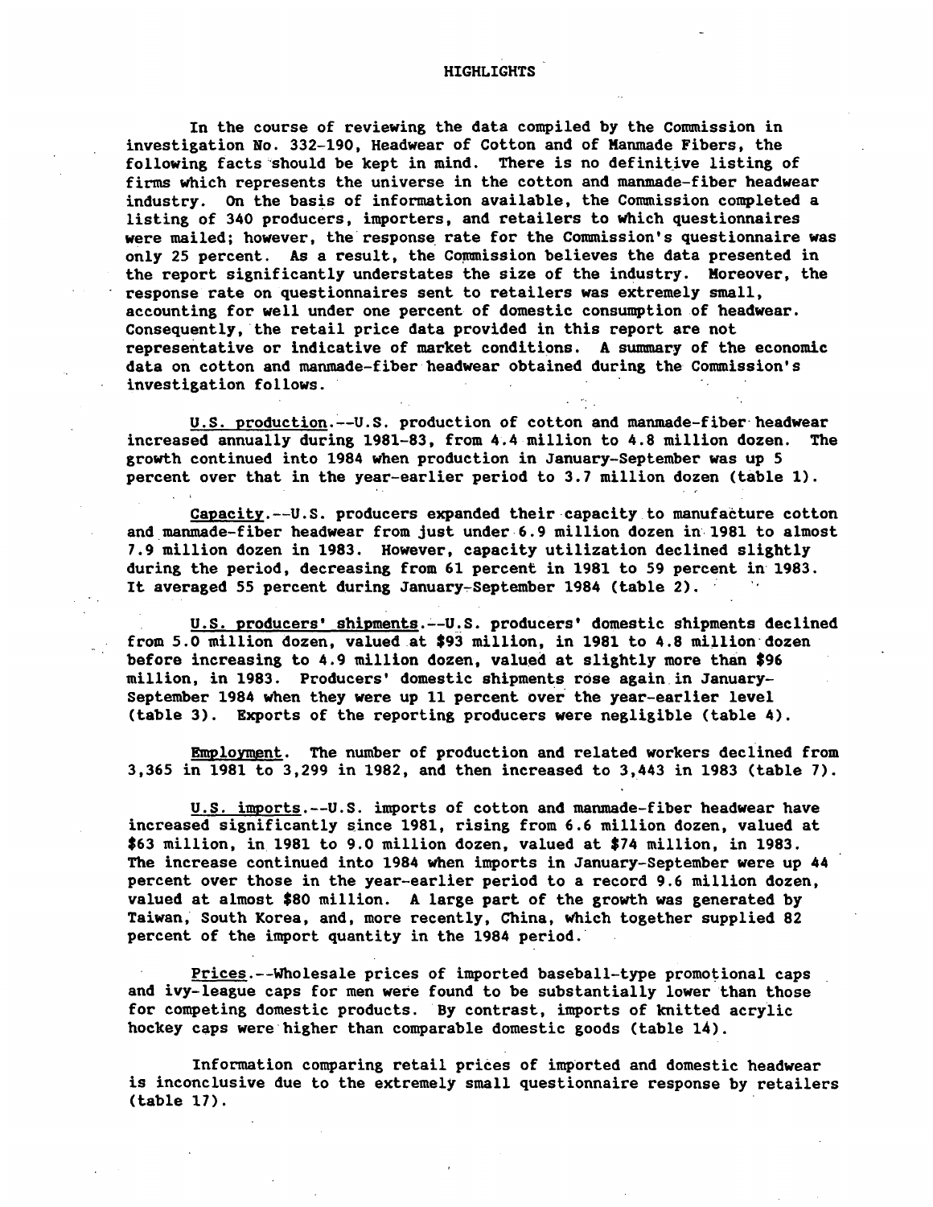# HIGHLIGHTS

In the course of reviewing the data compiled by the Commission in investigation No. 332-190, Headwear of Cotton and of Manmade Fibers, the following facts should be kept in mind. There is no definitive listing of firms which represents the universe in the cotton and manmade-fiber headwear industry. On the basis of information available, the Commission completed a listing of 340 producers, importers, and retailers to which questionnaires were mailed; however, the response rate for the Commission's questionnaire was only 25 percent. As a result, the Commission believes the data presented in the report significantly understates the size of the industry. Moreover, the response rate on questionnaires sent to retailers was extremely small, accounting for well under one percent of domestic consumption of headwear. Consequently, the retail price data provided in this report are not representative or indicative of market conditions. A summary of the economic data on cotton and manmade-fiber headwear obtained during the Commission's investigation follows.

U.S. production.--U.S. production of cotton and manmade-fiber headwear increased annually during 1981-83, from 4.4 million to 4.8 million dozen. The growth continued into 1984 when production in January-September was up 5 percent over that in the year-earlier period to 3.7 million dozen (table 1).

Capacity.--U.S. producers expanded their capacity to manufacture cotton and manmade-fiber headwear from just under 6.9 million dozen in 1981 to almost 7.9 million dozen in 1983. However, capacity utilization declined slightly during the period, decreasing from 61 percent in 1981 to 59 percent in 1983. It averaged 55 percent during January-September 1984 (table 2).

U.S. producers' shipments.--U.S. producers' domestic shipments declined from 5.0 million dozen, valued at $93 million, in 1981 to 4.8 million dozen before increasing to 4.9 million dozen, valued at slightly more than $96 million, in 1983. Producers' domestic shipments rose again in January-September 1984 when they were up 11 percent over the year-earlier level (table 3). Exports of the reporting producers were negligible (table 4).

Employment. The number of production and related workers declined from 3,365 in 1981 to 3,299 in 1982, and then increased to 3,443 in 1983 (table 7).

U.S. imports.--U.S. imports of cotton and manmade-fiber headwear have increased significantly since 1981, rising from 6.6 million dozen, valued at $63 million, in 1981 to 9.0 million dozen, valued at $74 million, in 1983. The increase continued into 1984 when imports in January-September were up 44 percent over those in the year-earlier period to a record 9.6 million dozen, valued at almost $80 million. A large part of the growth was generated by Taiwan, South Korea, and, more recently, China, which together supplied 82 percent of the import quantity in the 1984 period.

Prices.--Wholesale prices of imported baseball-type promotional caps and ivy-league caps for men were found to be substantially lower than those for competing domestic products. By contrast, imports of knitted acrylic hockey caps were higher than comparable domestic goods (table 14).

Information comparing retail prices of imported and domestic headwear is inconclusive due to the extremely small questionnaire response by retailers (table 17).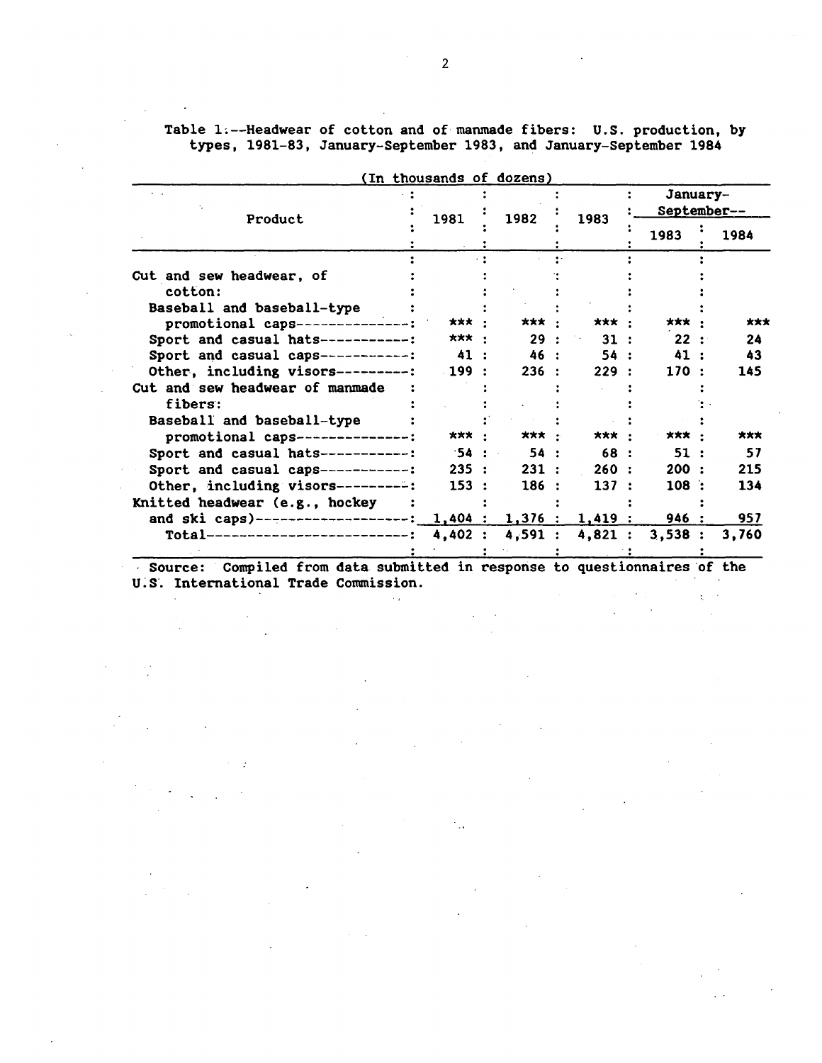Table 1.--Headwear of cotton and of manmade fibers: U.S. production, by types, 1981-83, January-September 1983, and January-September 1984

(In thousands of dozens)

| Product | 1981 | 1982 | 1983 | January-September-- | |
|---|---|---|---|---|---|
| | | | | 1983 | 1984 |
| Cut and sew headwear, of cotton: | | | | | |
| Baseball and baseball-type promotional caps | *** | *** | *** | *** | *** |
| Sport and casual hats | *** | 29 | 31 | 22 | 24 |
| Sport and casual caps | 41 | 46 | 54 | 41 | 43 |
| Other, including visors | 199 | 236 | 229 | 170 | 145 |
| Cut and sew headwear of manmade fibers: | | | | | |
| Baseball and baseball-type promotional caps | *** | *** | *** | *** | *** |
| Sport and casual hats | 54 | 54 | 68 | 51 | 57 |
| Sport and casual caps | 235 | 231 | 260 | 200 | 215 |
| Other, including visors | 153 | 186 | 137 | 108 | 134 |
| Knitted headwear (e.g., hockey and ski caps) | 1,404 | 1,376 | 1,419 | 946 | 957 |
| Total | 4,402 | 4,591 | 4,821 | 3,538 | 3,760 |

Source: Compiled from data submitted in response to questionnaires of the U.S. International Trade Commission.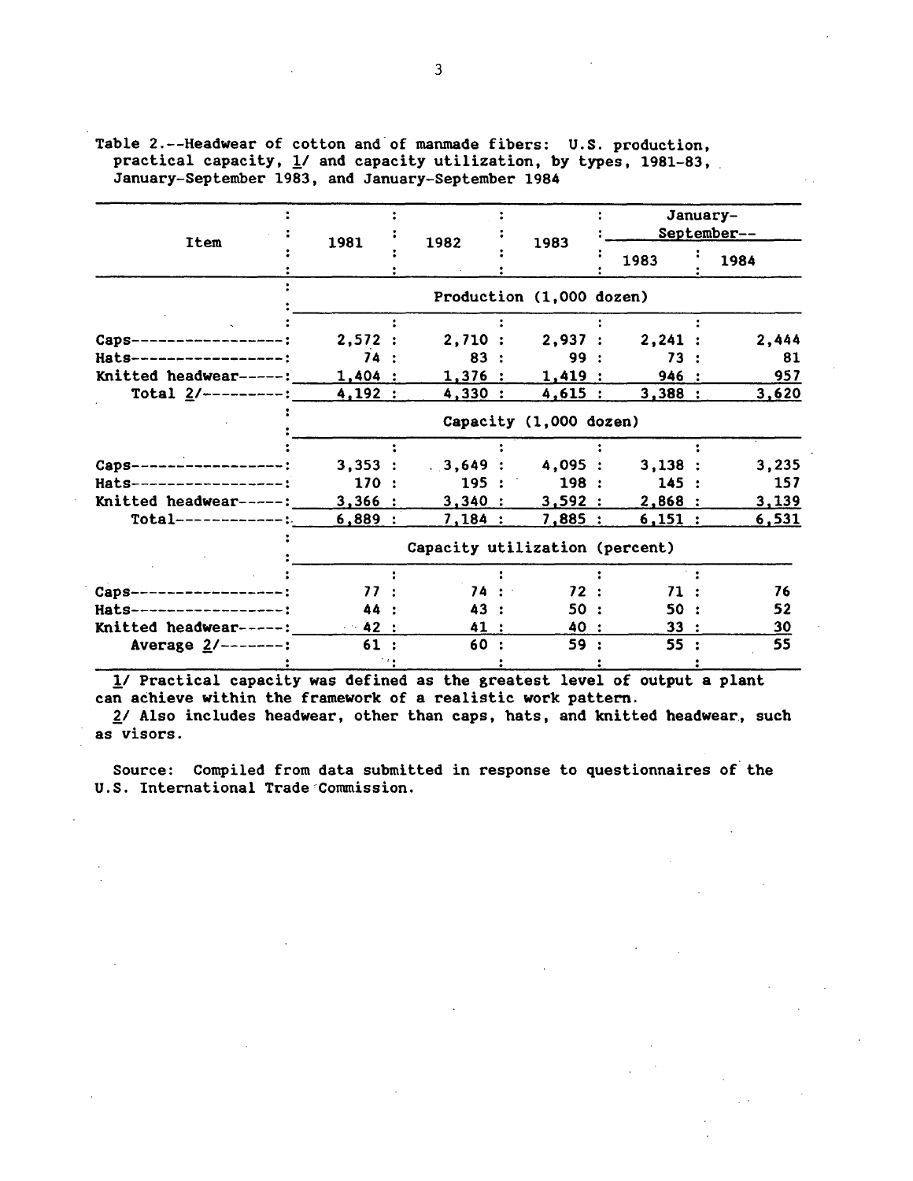Table 2.--Headwear of cotton and of manmade fibers: U.S. production, practical capacity, 1/ and capacity utilization, by types, 1981-83, January-September 1983, and January-September 1984

| Item | 1981 | 1982 | 1983 | January-September-- 1983 | January-September-- 1984 |
|---|---|---|---|---|---|
| | Production (1,000 dozen) | | | | |
| Caps | 2,572 | 2,710 | 2,937 | 2,241 | 2,444 |
| Hats | 74 | 83 | 99 | 73 | 81 |
| Knitted headwear | 1,404 | 1,376 | 1,419 | 946 | 957 |
| Total 2/ | 4,192 | 4,330 | 4,615 | 3,388 | 3,620 |
| | Capacity (1,000 dozen) | | | | |
| Caps | 3,353 | 3,649 | 4,095 | 3,138 | 3,235 |
| Hats | 170 | 195 | 198 | 145 | 157 |
| Knitted headwear | 3,366 | 3,340 | 3,592 | 2,868 | 3,139 |
| Total | 6,889 | 7,184 | 7,885 | 6,151 | 6,531 |
| | Capacity utilization (percent) | | | | |
| Caps | 77 | 74 | 72 | 71 | 76 |
| Hats | 44 | 43 | 50 | 50 | 52 |
| Knitted headwear | 42 | 41 | 40 | 33 | 30 |
| Average 2/ | 61 | 60 | 59 | 55 | 55 |

1/ Practical capacity was defined as the greatest level of output a plant can achieve within the framework of a realistic work pattern.

2/ Also includes headwear, other than caps, hats, and knitted headwear, such as visors.

Source: Compiled from data submitted in response to questionnaires of the U.S. International Trade Commission.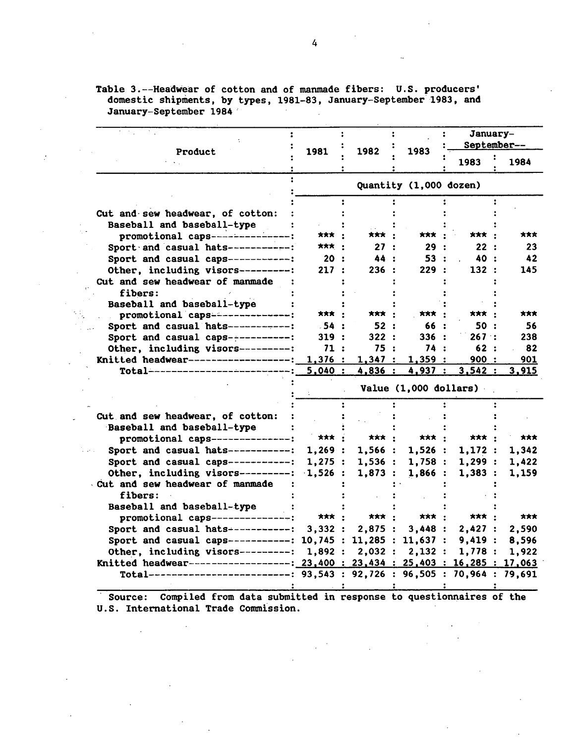Table 3.--Headwear of cotton and of manmade fibers: U.S. producers' domestic shipments, by types, 1981-83, January-September 1983, and January-September 1984

| Product | 1981 | 1982 | 1983 | January-September-- 1983 | January-September-- 1984 |
|---|---|---|---|---|---|
| | Quantity (1,000 dozen) | | | | |
| Cut and sew headwear, of cotton: | | | | | |
| Baseball and baseball-type promotional caps | *** | *** | *** | *** | *** |
| Sport and casual hats | *** | 27 | 29 | 22 | 23 |
| Sport and casual caps | 20 | 44 | 53 | 40 | 42 |
| Other, including visors | 217 | 236 | 229 | 132 | 145 |
| Cut and sew headwear of manmade fibers: | | | | | |
| Baseball and baseball-type promotional caps | *** | *** | *** | *** | *** |
| Sport and casual hats | 54 | 52 | 66 | 50 | 56 |
| Sport and casual caps | 319 | 322 | 336 | 267 | 238 |
| Other, including visors | 71 | 75 | 74 | 62 | 82 |
| Knitted headwear | 1,376 | 1,347 | 1,359 | 900 | 901 |
| Total | 5,040 | 4,836 | 4,937 | 3,542 | 3,915 |
| | Value (1,000 dollars) | | | | |
| Cut and sew headwear, of cotton: | | | | | |
| Baseball and baseball-type promotional caps | *** | *** | *** | *** | *** |
| Sport and casual hats | 1,269 | 1,566 | 1,526 | 1,172 | 1,342 |
| Sport and casual caps | 1,275 | 1,536 | 1,758 | 1,299 | 1,422 |
| Other, including visors | 1,526 | 1,873 | 1,866 | 1,383 | 1,159 |
| Cut and sew headwear of manmade fibers: | | | | | |
| Baseball and baseball-type promotional caps | *** | *** | *** | *** | *** |
| Sport and casual hats | 3,332 | 2,875 | 3,448 | 2,427 | 2,590 |
| Sport and casual caps | 10,745 | 11,285 | 11,637 | 9,419 | 8,596 |
| Other, including visors | 1,892 | 2,032 | 2,132 | 1,778 | 1,922 |
| Knitted headwear | 23,400 | 23,434 | 25,403 | 16,285 | 17,063 |
| Total | 93,543 | 92,726 | 96,505 | 70,964 | 79,691 |

Source: Compiled from data submitted in response to questionnaires of the U.S. International Trade Commission.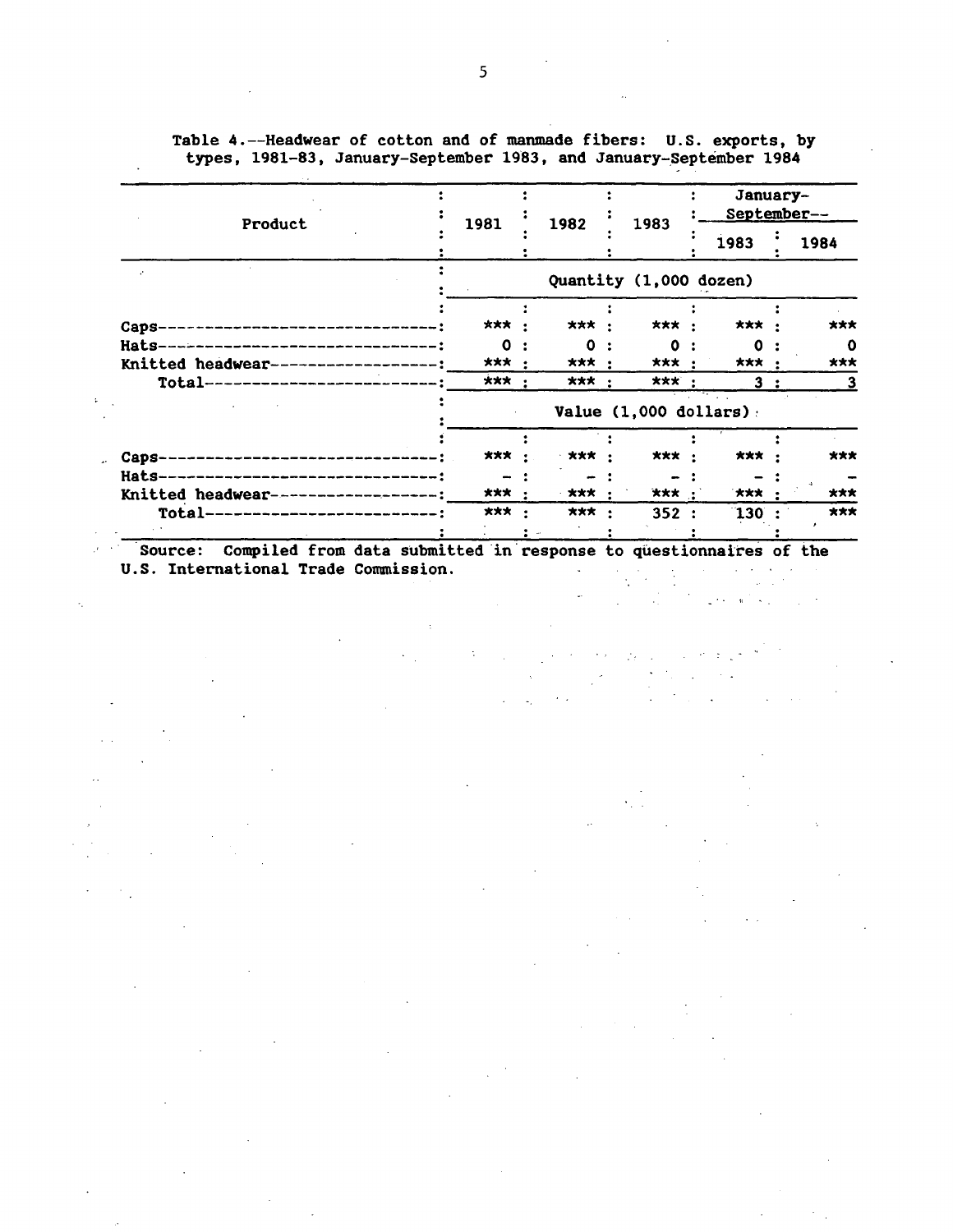Table 4.--Headwear of cotton and of manmade fibers: U.S. exports, by types, 1981-83, January-September 1983, and January-September 1984

| Product | 1981 | 1982 | 1983 | January-September-- 1983 | January-September-- 1984 |
|---|---|---|---|---|---|
| | Quantity (1,000 dozen) | | | | |
| Caps | *** | *** | *** | *** | *** |
| Hats | 0 | 0 | 0 | 0 | 0 |
| Knitted headwear | *** | *** | *** | *** | *** |
| Total | *** | *** | *** | 3 | 3 |
| | Value (1,000 dollars) | | | | |
| Caps | *** | *** | *** | *** | *** |
| Hats | - | - | - | - | - |
| Knitted headwear | *** | *** | *** | *** | *** |
| Total | *** | *** | 352 | 130 | *** |

Source: Compiled from data submitted in response to questionnaires of the U.S. International Trade Commission.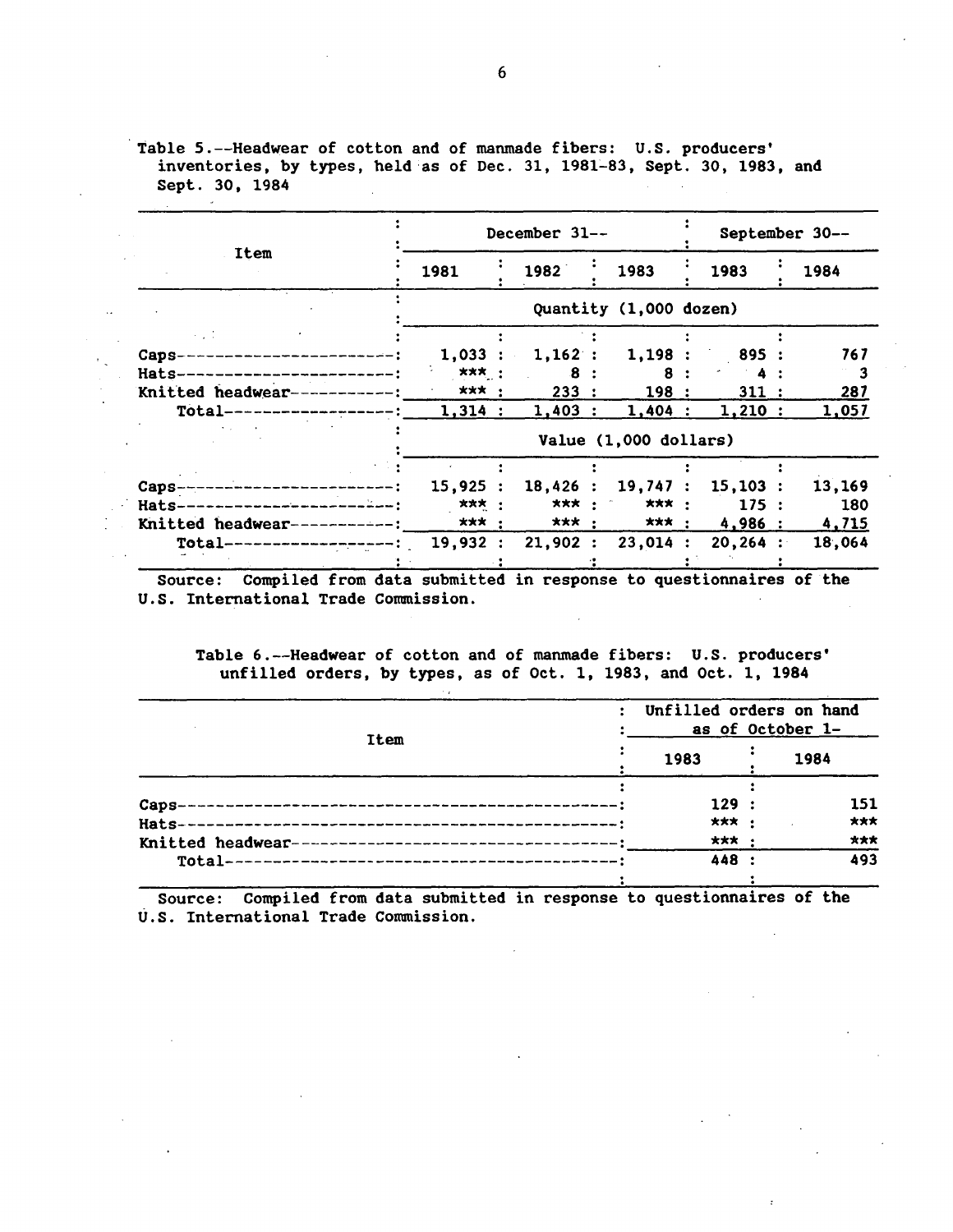Table 5.--Headwear of cotton and of manmade fibers: U.S. producers' inventories, by types, held as of Dec. 31, 1981-83, Sept. 30, 1983, and Sept. 30, 1984

| Item | December 31-- | | | September 30-- | |
|---|---|---|---|---|---|
| | 1981 | 1982 | 1983 | 1983 | 1984 |
| | Quantity (1,000 dozen) | | | | |
| Caps | 1,033 | 1,162 | 1,198 | 895 | 767 |
| Hats | *** | 8 | 8 | 4 | 3 |
| Knitted headwear | *** | 233 | 198 | 311 | 287 |
| Total | 1,314 | 1,403 | 1,404 | 1,210 | 1,057 |
| | Value (1,000 dollars) | | | | |
| Caps | 15,925 | 18,426 | 19,747 | 15,103 | 13,169 |
| Hats | *** | *** | *** | 175 | 180 |
| Knitted headwear | *** | *** | *** | 4,986 | 4,715 |
| Total | 19,932 | 21,902 | 23,014 | 20,264 | 18,064 |

Source: Compiled from data submitted in response to questionnaires of the U.S. International Trade Commission.

Table 6.--Headwear of cotton and of manmade fibers: U.S. producers' unfilled orders, by types, as of Oct. 1, 1983, and Oct. 1, 1984

| Item | Unfilled orders on hand as of October 1- | |
|---|---|---|
| | 1983 | 1984 |
| Caps | 129 | 151 |
| Hats | *** | *** |
| Knitted headwear | *** | *** |
| Total | 448 | 493 |

Source: Compiled from data submitted in response to questionnaires of the U.S. International Trade Commission.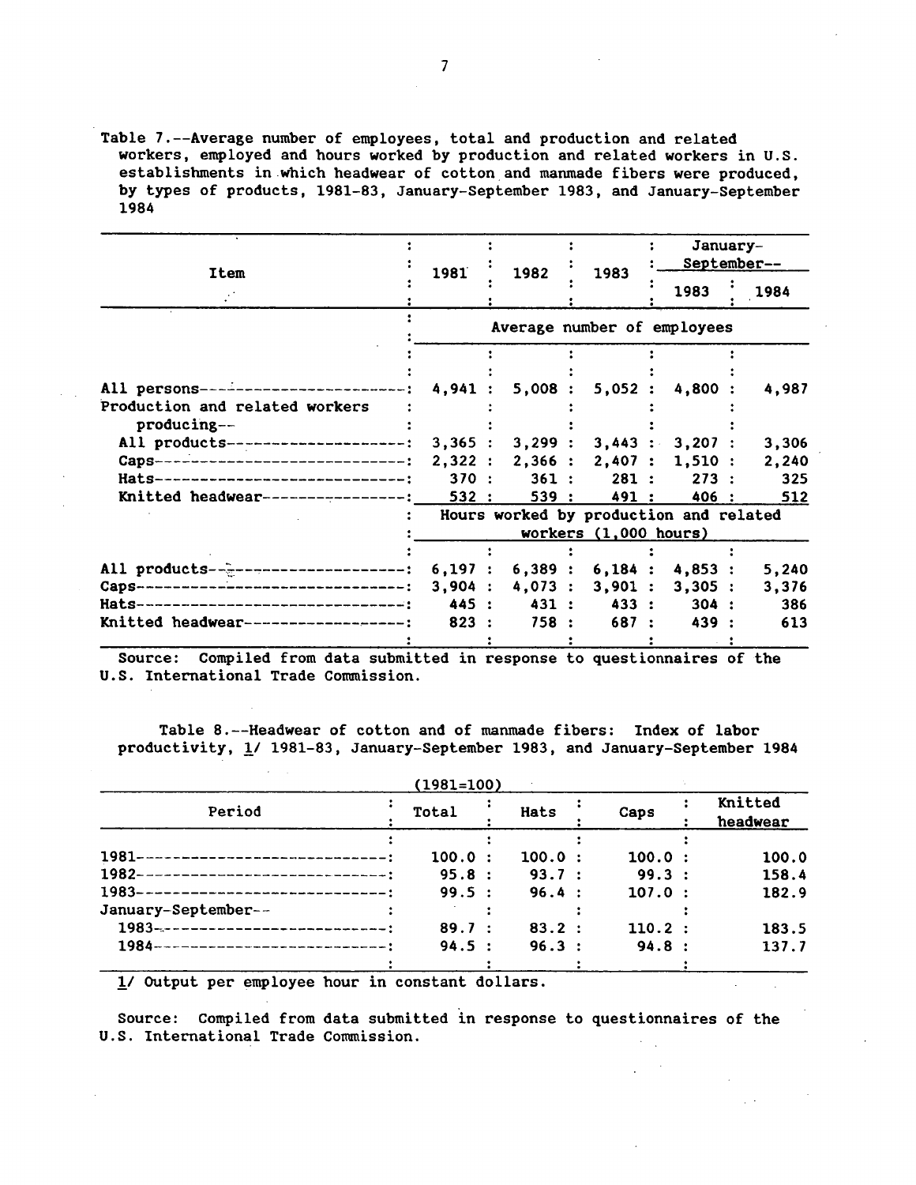Table 7.--Average number of employees, total and production and related workers, employed and hours worked by production and related workers in U.S. establishments in which headwear of cotton and manmade fibers were produced, by types of products, 1981-83, January-September 1983, and January-September 1984

| Item | 1981 | 1982 | 1983 | January-September-- 1983 | January-September-- 1984 |
|---|---|---|---|---|---|
| | Average number of employees | | | | |
| All persons | 4,941 | 5,008 | 5,052 | 4,800 | 4,987 |
| Production and related workers producing-- | | | | | |
| All products | 3,365 | 3,299 | 3,443 | 3,207 | 3,306 |
| Caps | 2,322 | 2,366 | 2,407 | 1,510 | 2,240 |
| Hats | 370 | 361 | 281 | 273 | 325 |
| Knitted headwear | 532 | 539 | 491 | 406 | 512 |
| | Hours worked by production and related workers (1,000 hours) | | | | |
| All products | 6,197 | 6,389 | 6,184 | 4,853 | 5,240 |
| Caps | 3,904 | 4,073 | 3,901 | 3,305 | 3,376 |
| Hats | 445 | 431 | 433 | 304 | 386 |
| Knitted headwear | 823 | 758 | 687 | 439 | 613 |

Source: Compiled from data submitted in response to questionnaires of the U.S. International Trade Commission.

Table 8.--Headwear of cotton and of manmade fibers: Index of labor productivity, 1/ 1981-83, January-September 1983, and January-September 1984

(1981=100)

| Period | Total | Hats | Caps | Knitted headwear |
|---|---|---|---|---|
| 1981 | 100.0 | 100.0 | 100.0 | 100.0 |
| 1982 | 95.8 | 93.7 | 99.3 | 158.4 |
| 1983 | 99.5 | 96.4 | 107.0 | 182.9 |
| January-September-- | | | | |
| 1983 | 89.7 | 83.2 | 110.2 | 183.5 |
| 1984 | 94.5 | 96.3 | 94.8 | 137.7 |

1/ Output per employee hour in constant dollars.

Source: Compiled from data submitted in response to questionnaires of the U.S. International Trade Commission.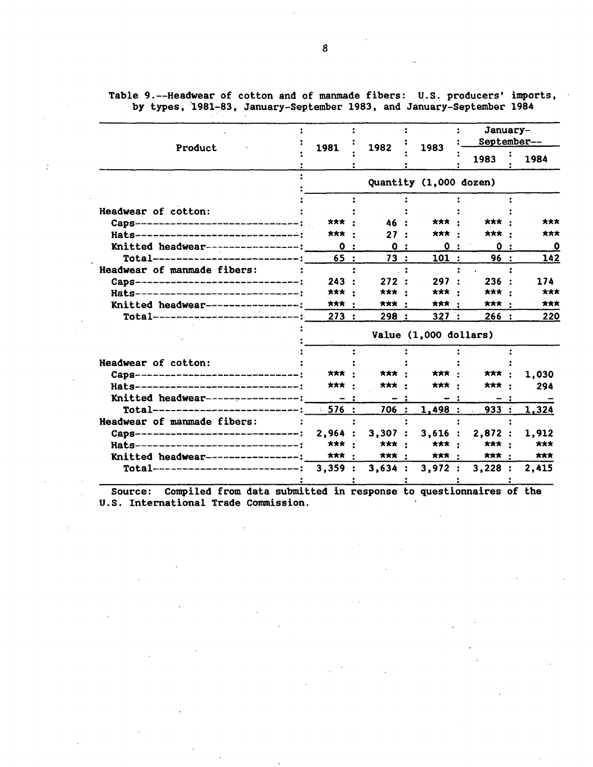Table 9.--Headwear of cotton and of manmade fibers: U.S. producers' imports, by types, 1981-83, January-September 1983, and January-September 1984

| Product | 1981 | 1982 | 1983 | January-September-- | |
|---|---|---|---|---|---|
| | | | | 1983 | 1984 |
| | Quantity (1,000 dozen) | | | | |
| Headwear of cotton: | | | | | |
| Caps | *** | 46 | *** | *** | *** |
| Hats | *** | 27 | *** | *** | *** |
| Knitted headwear | 0 | 0 | 0 | 0 | 0 |
| Total | 65 | 73 | 101 | 96 | 142 |
| Headwear of manmade fibers: | | | | | |
| Caps | 243 | 272 | 297 | 236 | 174 |
| Hats | *** | *** | *** | *** | *** |
| Knitted headwear | *** | *** | *** | *** | *** |
| Total | 273 | 298 | 327 | 266 | 220 |
| | Value (1,000 dollars) | | | | |
| Headwear of cotton: | | | | | |
| Caps | *** | *** | *** | *** | 1,030 |
| Hats | *** | *** | *** | *** | 294 |
| Knitted headwear | - | - | - | - | - |
| Total | 576 | 706 | 1,498 | 933 | 1,324 |
| Headwear of manmade fibers: | | | | | |
| Caps | 2,964 | 3,307 | 3,616 | 2,872 | 1,912 |
| Hats | *** | *** | *** | *** | *** |
| Knitted headwear | *** | *** | *** | *** | *** |
| Total | 3,359 | 3,634 | 3,972 | 3,228 | 2,415 |

Source: Compiled from data submitted in response to questionnaires of the U.S. International Trade Commission.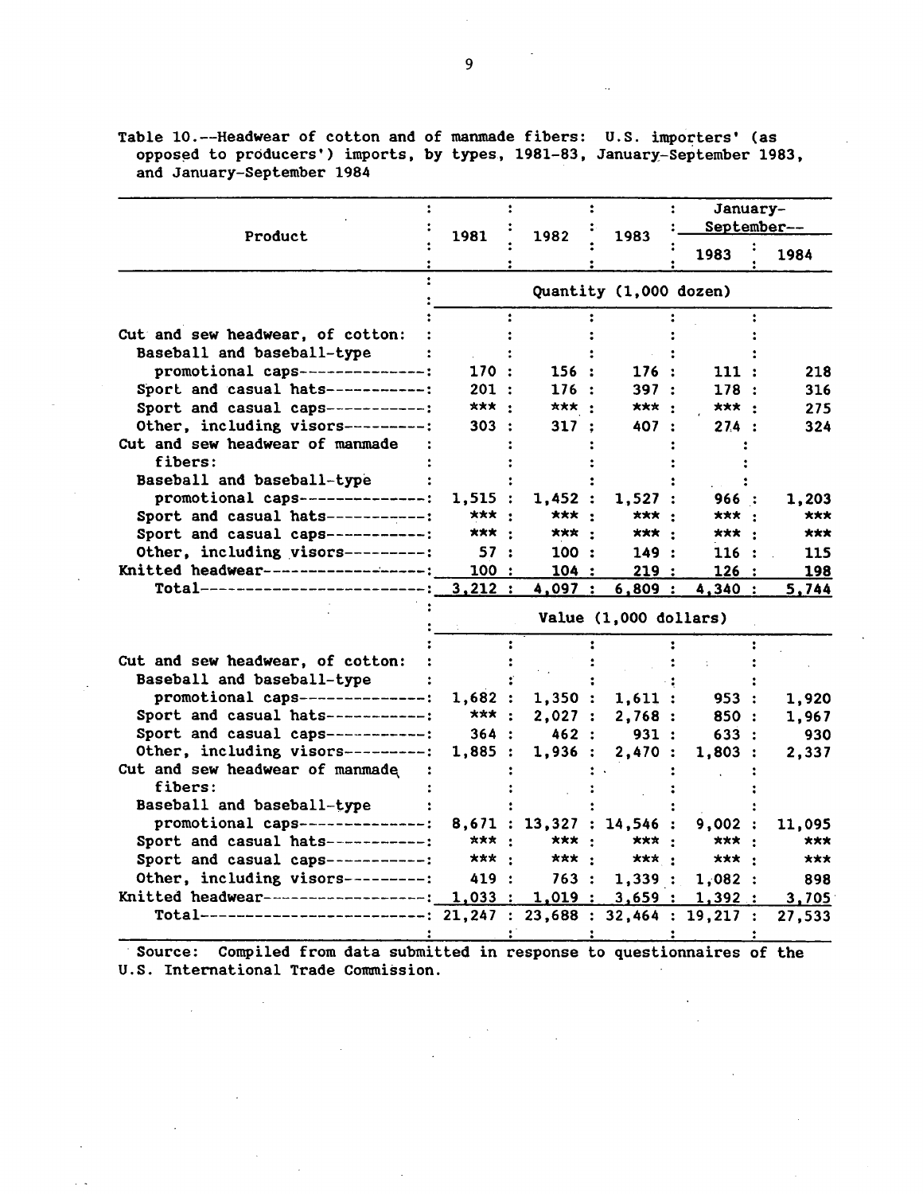Table 10.--Headwear of cotton and of manmade fibers: U.S. importers' (as opposed to producers') imports, by types, 1981-83, January-September 1983, and January-September 1984

| Product | 1981 | 1982 | 1983 | January-September-- 1983 | January-September-- 1984 |
|---|---|---|---|---|---|
| | Quantity (1,000 dozen) | | | | |
| Cut and sew headwear, of cotton: | | | | | |
| Baseball and baseball-type promotional caps | 170 | 156 | 176 | 111 | 218 |
| Sport and casual hats | 201 | 176 | 397 | 178 | 316 |
| Sport and casual caps | *** | *** | *** | *** | 275 |
| Other, including visors | 303 | 317 | 407 | 274 | 324 |
| Cut and sew headwear of manmade fibers: | | | | | |
| Baseball and baseball-type promotional caps | 1,515 | 1,452 | 1,527 | 966 | 1,203 |
| Sport and casual hats | *** | *** | *** | *** | *** |
| Sport and casual caps | *** | *** | *** | *** | *** |
| Other, including visors | 57 | 100 | 149 | 116 | 115 |
| Knitted headwear | 100 | 104 | 219 | 126 | 198 |
| Total | 3,212 | 4,097 | 6,809 | 4,340 | 5,744 |
| | Value (1,000 dollars) | | | | |
| Cut and sew headwear, of cotton: | | | | | |
| Baseball and baseball-type promotional caps | 1,682 | 1,350 | 1,611 | 953 | 1,920 |
| Sport and casual hats | *** | 2,027 | 2,768 | 850 | 1,967 |
| Sport and casual caps | 364 | 462 | 931 | 633 | 930 |
| Other, including visors | 1,885 | 1,936 | 2,470 | 1,803 | 2,337 |
| Cut and sew headwear of manmade fibers: | | | | | |
| Baseball and baseball-type promotional caps | 8,671 | 13,327 | 14,546 | 9,002 | 11,095 |
| Sport and casual hats | *** | *** | *** | *** | *** |
| Sport and casual caps | *** | *** | *** | *** | *** |
| Other, including visors | 419 | 763 | 1,339 | 1,082 | 898 |
| Knitted headwear | 1,033 | 1,019 | 3,659 | 1,392 | 3,705 |
| Total | 21,247 | 23,688 | 32,464 | 19,217 | 27,533 |

Source: Compiled from data submitted in response to questionnaires of the U.S. International Trade Commission.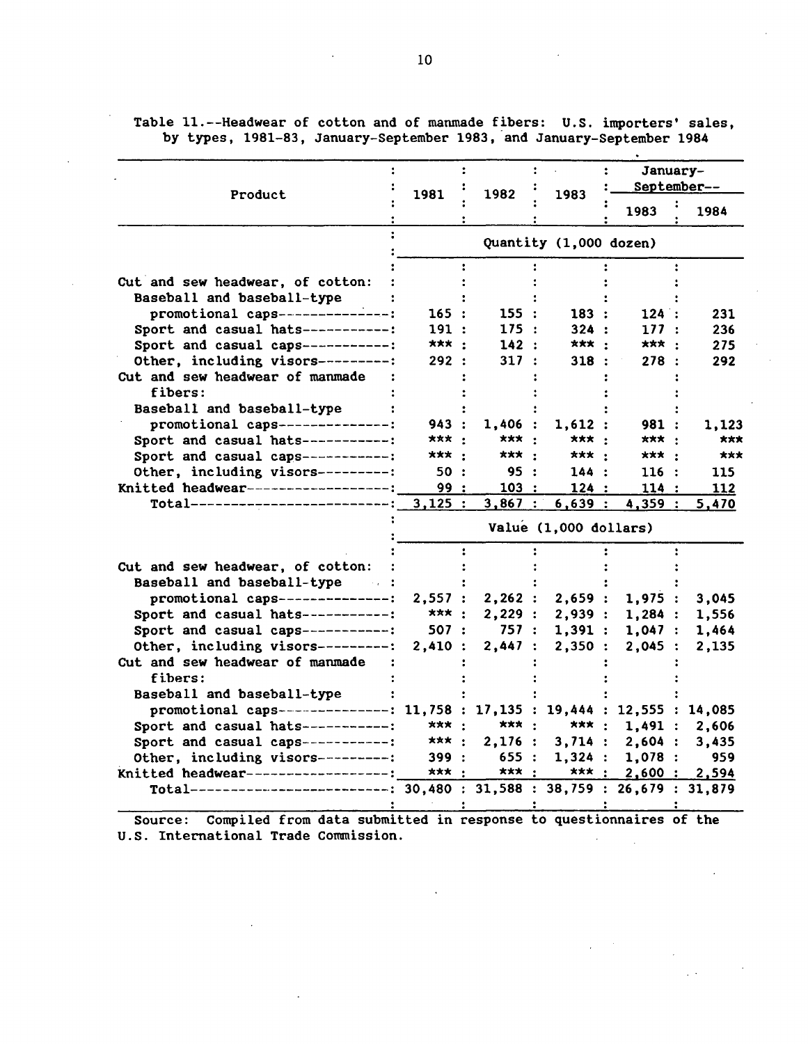Table 11.--Headwear of cotton and of manmade fibers: U.S. importers' sales, by types, 1981-83, January-September 1983, and January-September 1984

| Product | 1981 | 1982 | 1983 | January-September-- | |
|---|---|---|---|---|---|
| | | | | 1983 | 1984 |
| | Quantity (1,000 dozen) | | | | |
| Cut and sew headwear, of cotton: | | | | | |
| Baseball and baseball-type promotional caps | 165 | 155 | 183 | 124 | 231 |
| Sport and casual hats | 191 | 175 | 324 | 177 | 236 |
| Sport and casual caps | *** | 142 | *** | *** | 275 |
| Other, including visors | 292 | 317 | 318 | 278 | 292 |
| Cut and sew headwear of manmade fibers: | | | | | |
| Baseball and baseball-type promotional caps | 943 | 1,406 | 1,612 | 981 | 1,123 |
| Sport and casual hats | *** | *** | *** | *** | *** |
| Sport and casual caps | *** | *** | *** | *** | *** |
| Other, including visors | 50 | 95 | 144 | 116 | 115 |
| Knitted headwear | 99 | 103 | 124 | 114 | 112 |
| Total | 3,125 | 3,867 | 6,639 | 4,359 | 5,470 |
| | Value (1,000 dollars) | | | | |
| Cut and sew headwear, of cotton: | | | | | |
| Baseball and baseball-type promotional caps | 2,557 | 2,262 | 2,659 | 1,975 | 3,045 |
| Sport and casual hats | *** | 2,229 | 2,939 | 1,284 | 1,556 |
| Sport and casual caps | 507 | 757 | 1,391 | 1,047 | 1,464 |
| Other, including visors | 2,410 | 2,447 | 2,350 | 2,045 | 2,135 |
| Cut and sew headwear of manmade fibers: | | | | | |
| Baseball and baseball-type promotional caps | 11,758 | 17,135 | 19,444 | 12,555 | 14,085 |
| Sport and casual hats | *** | *** | *** | 1,491 | 2,606 |
| Sport and casual caps | *** | 2,176 | 3,714 | 2,604 | 3,435 |
| Other, including visors | 399 | 655 | 1,324 | 1,078 | 959 |
| Knitted headwear | *** | *** | *** | 2,600 | 2,594 |
| Total | 30,480 | 31,588 | 38,759 | 26,679 | 31,879 |

Source: Compiled from data submitted in response to questionnaires of the U.S. International Trade Commission.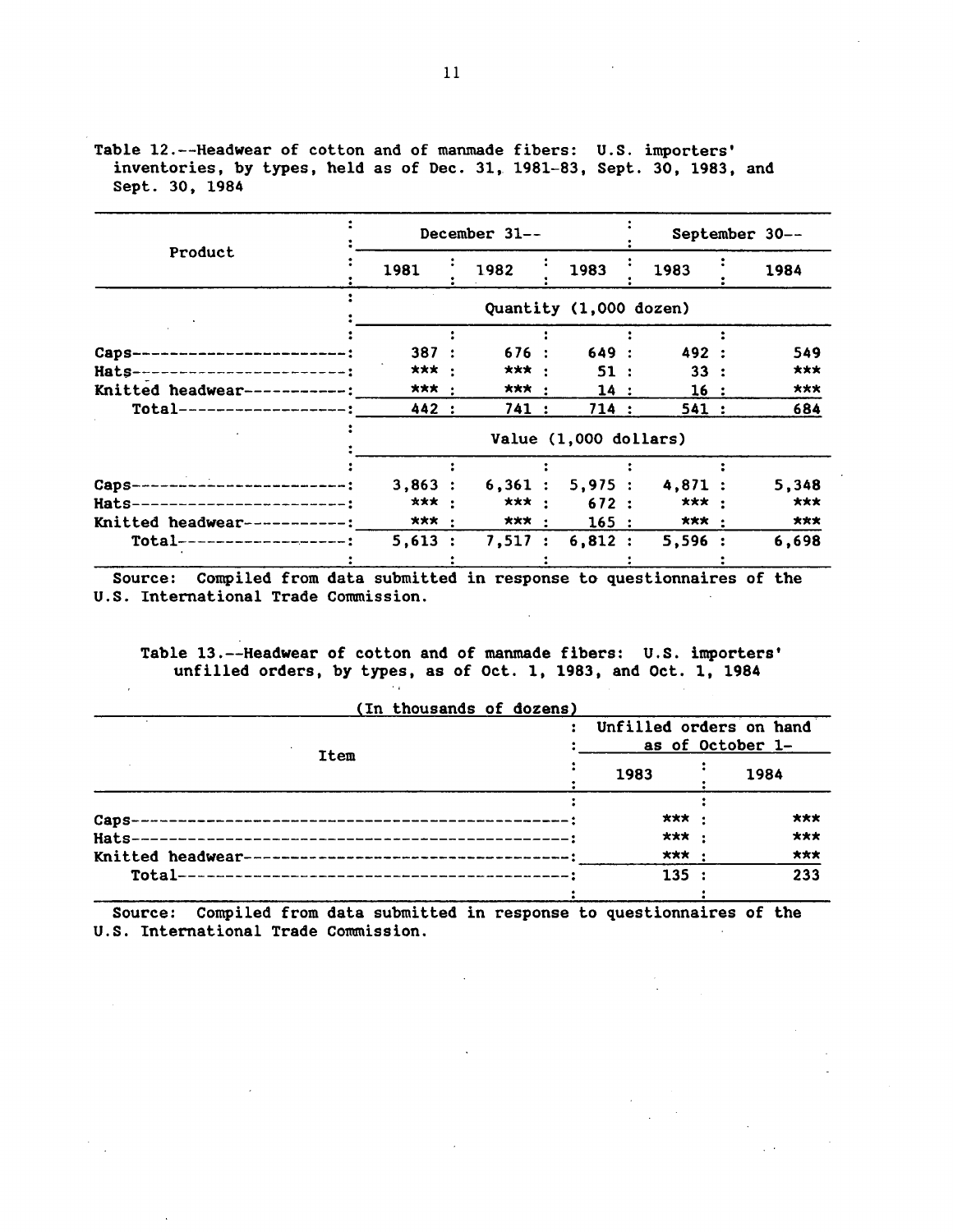Table 12.--Headwear of cotton and of manmade fibers: U.S. importers' inventories, by types, held as of Dec. 31, 1981-83, Sept. 30, 1983, and Sept. 30, 1984

| Product | December 31-- | | | September 30-- | |
|---|---|---|---|---|---|
| | 1981 | 1982 | 1983 | 1983 | 1984 |
| | Quantity (1,000 dozen) | | | | |
| Caps | 387 | 676 | 649 | 492 | 549 |
| Hats | *** | *** | 51 | 33 | *** |
| Knitted headwear | *** | *** | 14 | 16 | *** |
| Total | 442 | 741 | 714 | 541 | 684 |
| | Value (1,000 dollars) | | | | |
| Caps | 3,863 | 6,361 | 5,975 | 4,871 | 5,348 |
| Hats | *** | *** | 672 | *** | *** |
| Knitted headwear | *** | *** | 165 | *** | *** |
| Total | 5,613 | 7,517 | 6,812 | 5,596 | 6,698 |

Source: Compiled from data submitted in response to questionnaires of the U.S. International Trade Commission.

Table 13.--Headwear of cotton and of manmade fibers: U.S. importers' unfilled orders, by types, as of Oct. 1, 1983, and Oct. 1, 1984

(In thousands of dozens)

| Item | Unfilled orders on hand as of October 1- | |
|---|---|---|
| | 1983 | 1984 |
| Caps | *** | *** |
| Hats | *** | *** |
| Knitted headwear | *** | *** |
| Total | 135 | 233 |

Source: Compiled from data submitted in response to questionnaires of the U.S. International Trade Commission.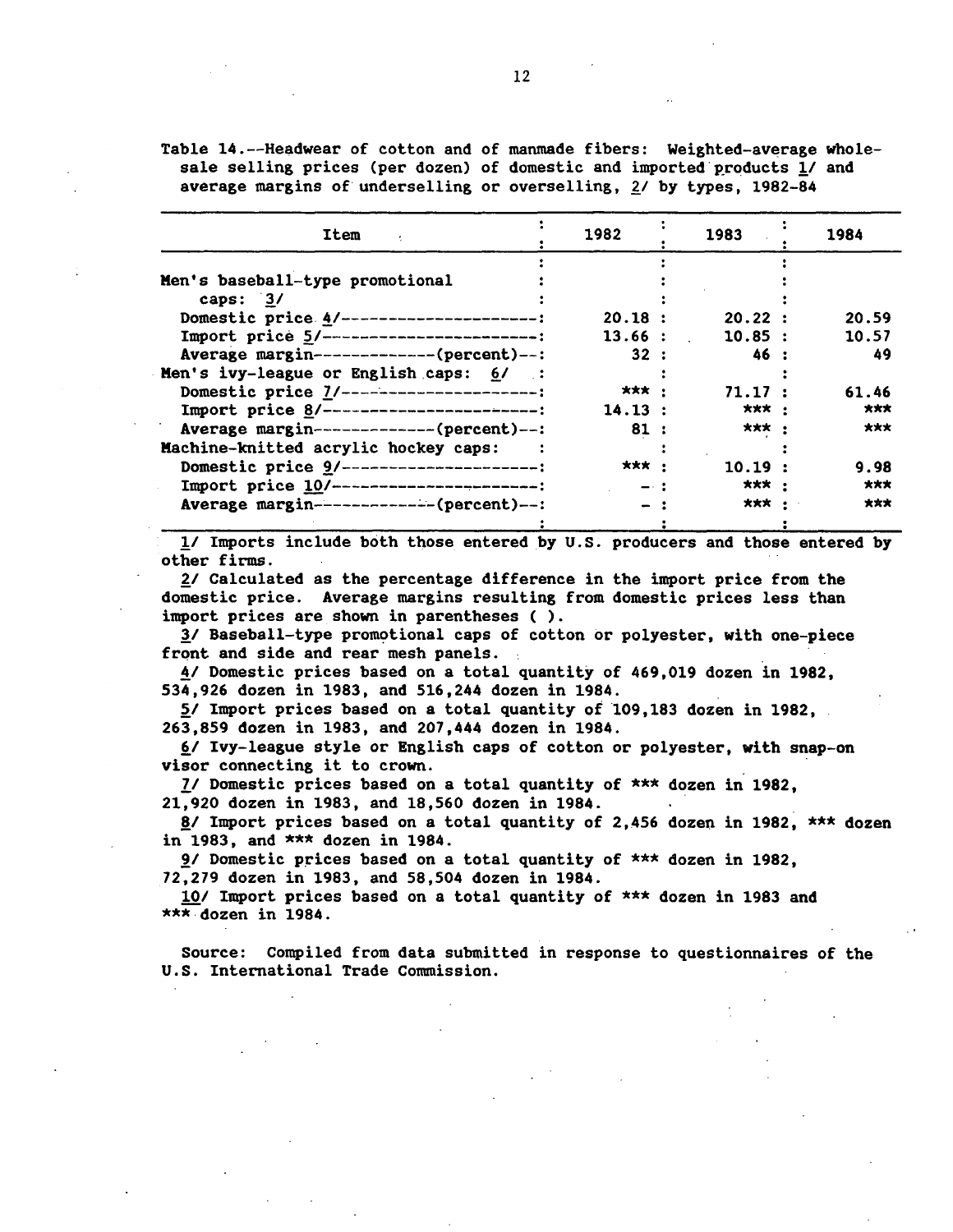Table 14.--Headwear of cotton and of manmade fibers: Weighted-average wholesale selling prices (per dozen) of domestic and imported products 1/ and average margins of underselling or overselling, 2/ by types, 1982-84

| Item | 1982 | 1983 | 1984 |
|---|---|---|---|
| Men's baseball-type promotional caps: 3/ | | | |
| Domestic price 4/ | 20.18 | 20.22 | 20.59 |
| Import price 5/ | 13.66 | 10.85 | 10.57 |
| Average margin (percent) | 32 | 46 | 49 |
| Men's ivy-league or English caps: 6/ | | | |
| Domestic price 7/ | *** | 71.17 | 61.46 |
| Import price 8/ | 14.13 | *** | *** |
| Average margin (percent) | 81 | *** | *** |
| Machine-knitted acrylic hockey caps: | | | |
| Domestic price 9/ | *** | 10.19 | 9.98 |
| Import price 10/ | - | *** | *** |
| Average margin (percent) | - | *** | *** |

1/ Imports include both those entered by U.S. producers and those entered by other firms.

2/ Calculated as the percentage difference in the import price from the domestic price. Average margins resulting from domestic prices less than import prices are shown in parentheses ( ).

3/ Baseball-type promotional caps of cotton or polyester, with one-piece front and side and rear mesh panels.

4/ Domestic prices based on a total quantity of 469,019 dozen in 1982, 534,926 dozen in 1983, and 516,244 dozen in 1984.

5/ Import prices based on a total quantity of 109,183 dozen in 1982, 263,859 dozen in 1983, and 207,444 dozen in 1984.

6/ Ivy-league style or English caps of cotton or polyester, with snap-on visor connecting it to crown.

7/ Domestic prices based on a total quantity of *** dozen in 1982, 21,920 dozen in 1983, and 18,560 dozen in 1984.

8/ Import prices based on a total quantity of 2,456 dozen in 1982, *** dozen in 1983, and *** dozen in 1984.

9/ Domestic prices based on a total quantity of *** dozen in 1982, 72,279 dozen in 1983, and 58,504 dozen in 1984.

10/ Import prices based on a total quantity of *** dozen in 1983 and *** dozen in 1984.

Source: Compiled from data submitted in response to questionnaires of the U.S. International Trade Commission.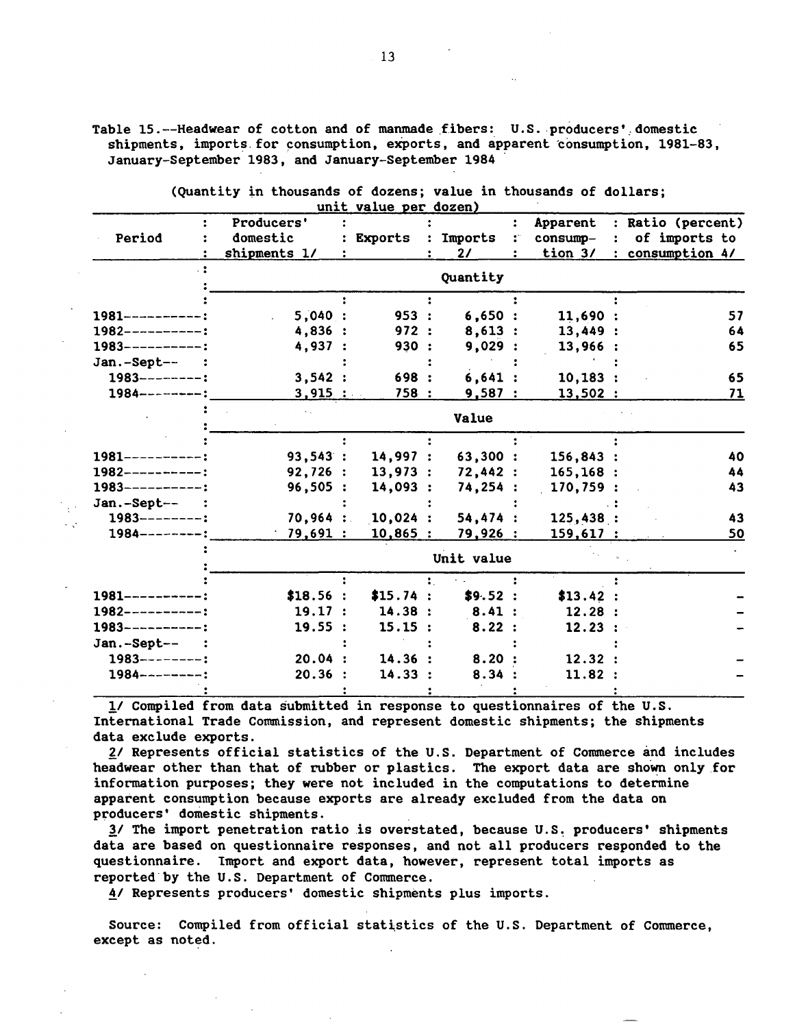Table 15.--Headwear of cotton and of manmade fibers: U.S. producers' domestic shipments, imports for consumption, exports, and apparent consumption, 1981-83, January-September 1983, and January-September 1984

(Quantity in thousands of dozens; value in thousands of dollars; unit value per dozen)

| Period | Producers' domestic shipments 1/ | Exports | Imports 2/ | Apparent consumption 3/ | Ratio (percent) of imports to consumption 4/ |
|---|---|---|---|---|---|
| | | | Quantity | | |
| 1981---------- | 5,040 | 953 | 6,650 | 11,690 | 57 |
| 1982---------- | 4,836 | 972 | 8,613 | 13,449 | 64 |
| 1983---------- | 4,937 | 930 | 9,029 | 13,966 | 65 |
| Jan.-Sept-- | | | | | |
| 1983-------- | 3,542 | 698 | 6,641 | 10,183 | 65 |
| 1984-------- | 3,915 | 758 | 9,587 | 13,502 | 71 |
| | | | Value | | |
| 1981---------- | 93,543 | 14,997 | 63,300 | 156,843 | 40 |
| 1982---------- | 92,726 | 13,973 | 72,442 | 165,168 | 44 |
| 1983---------- | 96,505 | 14,093 | 74,254 | 170,759 | 43 |
| Jan.-Sept-- | | | | | |
| 1983-------- | 70,964 | 10,024 | 54,474 | 125,438 | 43 |
| 1984-------- | 79,691 | 10,865 | 79,926 | 159,617 | 50 |
| | | | Unit value | | |
| 1981---------- | $18.56 | $15.74 | $9.52 | $13.42 | - |
| 1982---------- | 19.17 | 14.38 | 8.41 | 12.28 | - |
| 1983---------- | 19.55 | 15.15 | 8.22 | 12.23 | - |
| Jan.-Sept-- | | | | | |
| 1983-------- | 20.04 | 14.36 | 8.20 | 12.32 | - |
| 1984-------- | 20.36 | 14.33 | 8.34 | 11.82 | - |

1/ Compiled from data submitted in response to questionnaires of the U.S. International Trade Commission, and represent domestic shipments; the shipments data exclude exports.

2/ Represents official statistics of the U.S. Department of Commerce and includes headwear other than that of rubber or plastics. The export data are shown only for information purposes; they were not included in the computations to determine apparent consumption because exports are already excluded from the data on producers' domestic shipments.

3/ The import penetration ratio is overstated, because U.S. producers' shipments data are based on questionnaire responses, and not all producers responded to the questionnaire. Import and export data, however, represent total imports as reported by the U.S. Department of Commerce.

4/ Represents producers' domestic shipments plus imports.

Source: Compiled from official statistics of the U.S. Department of Commerce, except as noted.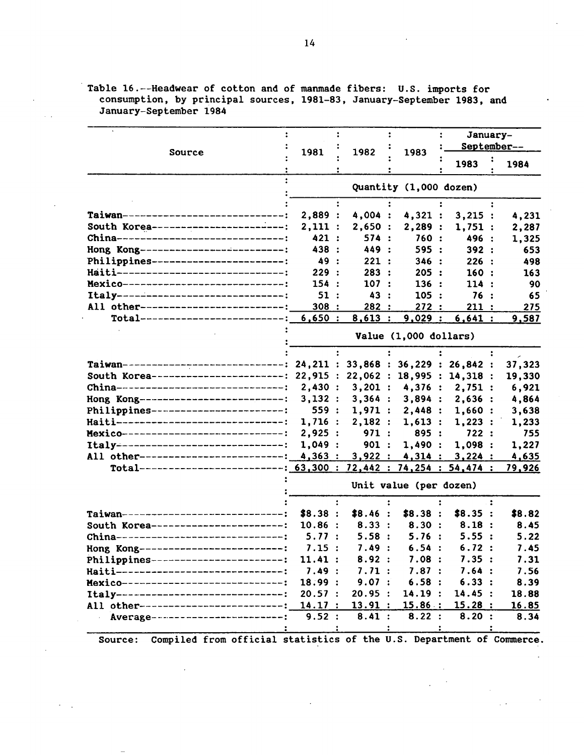Table 16.--Headwear of cotton and of manmade fibers: U.S. imports for consumption, by principal sources, 1981-83, January-September 1983, and January-September 1984

| Source | 1981 | 1982 | 1983 | January-September-- 1983 | January-September-- 1984 |
|---|---|---|---|---|---|
| | Quantity (1,000 dozen) | | | | |
| Taiwan | 2,889 | 4,004 | 4,321 | 3,215 | 4,231 |
| South Korea | 2,111 | 2,650 | 2,289 | 1,751 | 2,287 |
| China | 421 | 574 | 760 | 496 | 1,325 |
| Hong Kong | 438 | 449 | 595 | 392 | 653 |
| Philippines | 49 | 221 | 346 | 226 | 498 |
| Haiti | 229 | 283 | 205 | 160 | 163 |
| Mexico | 154 | 107 | 136 | 114 | 90 |
| Italy | 51 | 43 | 105 | 76 | 65 |
| All other | 308 | 282 | 272 | 211 | 275 |
| Total | 6,650 | 8,613 | 9,029 | 6,641 | 9,587 |
| | Value (1,000 dollars) | | | | |
| Taiwan | 24,211 | 33,868 | 36,229 | 26,842 | 37,323 |
| South Korea | 22,915 | 22,062 | 18,995 | 14,318 | 19,330 |
| China | 2,430 | 3,201 | 4,376 | 2,751 | 6,921 |
| Hong Kong | 3,132 | 3,364 | 3,894 | 2,636 | 4,864 |
| Philippines | 559 | 1,971 | 2,448 | 1,660 | 3,638 |
| Haiti | 1,716 | 2,182 | 1,613 | 1,223 | 1,233 |
| Mexico | 2,925 | 971 | 895 | 722 | 755 |
| Italy | 1,049 | 901 | 1,490 | 1,098 | 1,227 |
| All other | 4,363 | 3,922 | 4,314 | 3,224 | 4,635 |
| Total | 63,300 | 72,442 | 74,254 | 54,474 | 79,926 |
| | Unit value (per dozen) | | | | |
| Taiwan | $8.38 | $8.46 | $8.38 | $8.35 | $8.82 |
| South Korea | 10.86 | 8.33 | 8.30 | 8.18 | 8.45 |
| China | 5.77 | 5.58 | 5.76 | 5.55 | 5.22 |
| Hong Kong | 7.15 | 7.49 | 6.54 | 6.72 | 7.45 |
| Philippines | 11.41 | 8.92 | 7.08 | 7.35 | 7.31 |
| Haiti | 7.49 | 7.71 | 7.87 | 7.64 | 7.56 |
| Mexico | 18.99 | 9.07 | 6.58 | 6.33 | 8.39 |
| Italy | 20.57 | 20.95 | 14.19 | 14.45 | 18.88 |
| All other | 14.17 | 13.91 | 15.86 | 15.28 | 16.85 |
| Average | 9.52 | 8.41 | 8.22 | 8.20 | 8.34 |

Source: Compiled from official statistics of the U.S. Department of Commerce.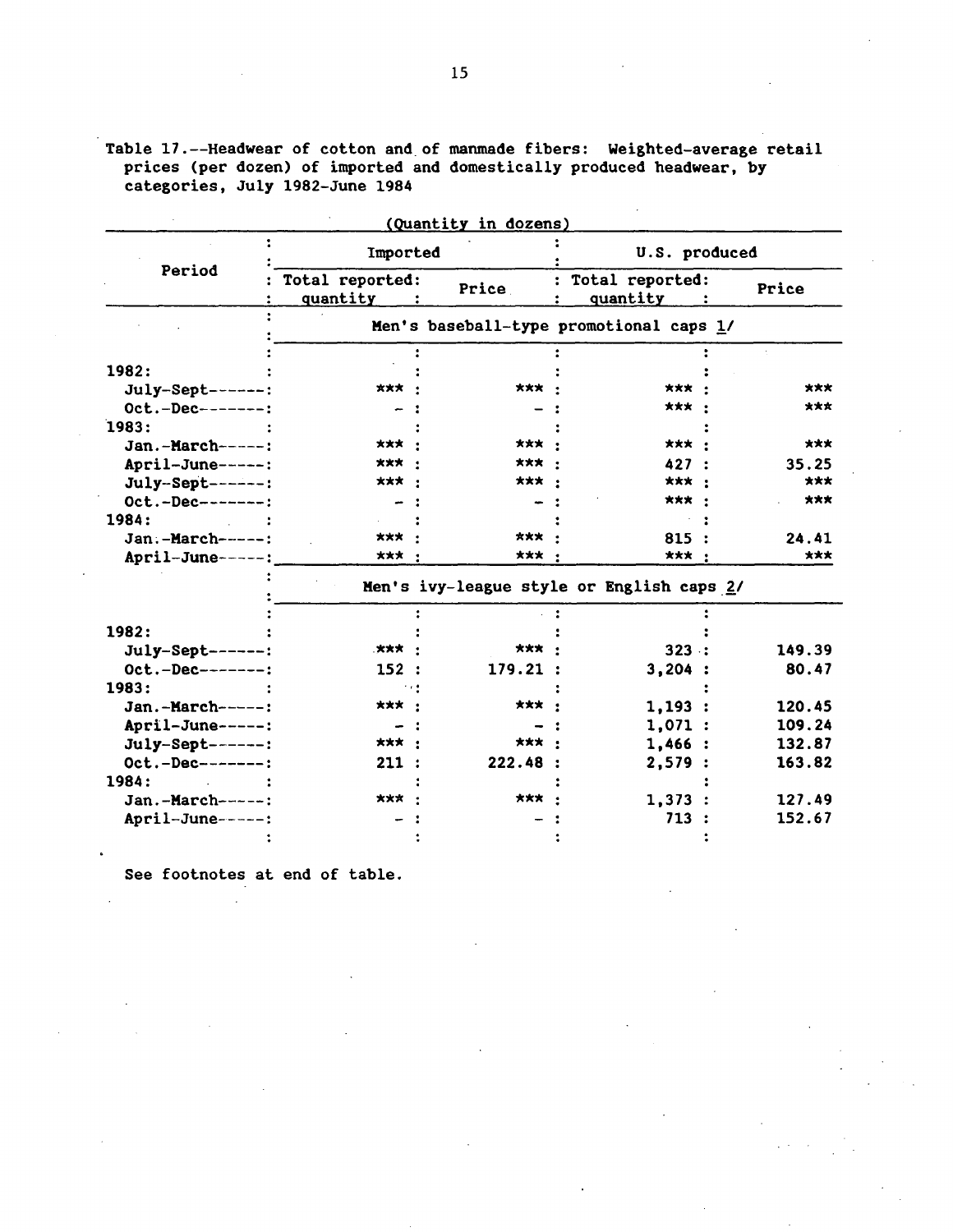Table 17.--Headwear of cotton and of manmade fibers: Weighted-average retail prices (per dozen) of imported and domestically produced headwear, by categories, July 1982-June 1984

(Quantity in dozens)

| Period | Imported | | U.S. produced | |
|---|---|---|---|---|
| | Total reported: quantity | Price | Total reported: quantity | Price |
| | Men's baseball-type promotional caps 1/ | | | |
| 1982: | | | | |
| July-Sept------ | *** | *** | *** | *** |
| Oct.-Dec------- | - | - | *** | *** |
| 1983: | | | | |
| Jan.-March----- | *** | *** | *** | *** |
| April-June----- | *** | *** | 427 | 35.25 |
| July-Sept------ | *** | *** | *** | *** |
| Oct.-Dec------- | - | - | *** | *** |
| 1984: | | | | |
| Jan.-March----- | *** | *** | 815 | 24.41 |
| April-June----- | *** | *** | *** | *** |
| | Men's ivy-league style or English caps 2/ | | | |
| 1982: | | | | |
| July-Sept------ | *** | *** | 323 | 149.39 |
| Oct.-Dec------- | 152 | 179.21 | 3,204 | 80.47 |
| 1983: | | | | |
| Jan.-March----- | *** | *** | 1,193 | 120.45 |
| April-June----- | - | - | 1,071 | 109.24 |
| July-Sept------ | *** | *** | 1,466 | 132.87 |
| Oct.-Dec------- | 211 | 222.48 | 2,579 | 163.82 |
| 1984: | | | | |
| Jan.-March----- | *** | *** | 1,373 | 127.49 |
| April-June----- | - | - | 713 | 152.67 |

See footnotes at end of table.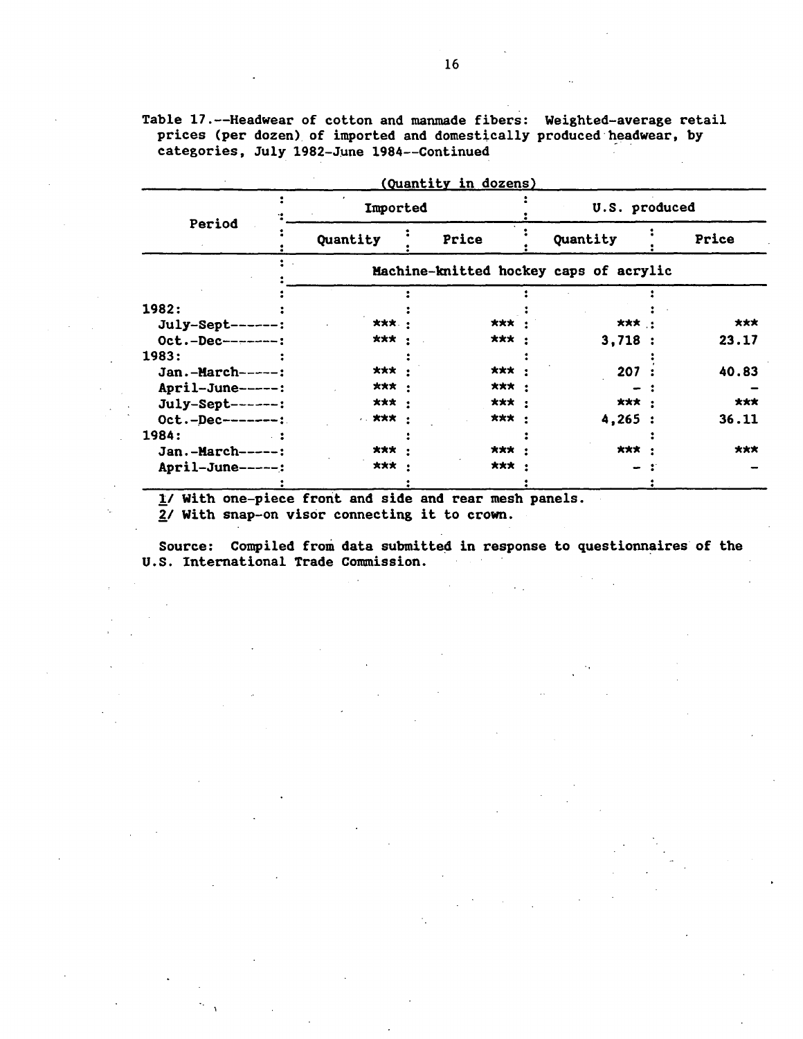Table 17.--Headwear of cotton and manmade fibers: Weighted-average retail prices (per dozen) of imported and domestically produced headwear, by categories, July 1982-June 1984--Continued

(Quantity in dozens)

| Period | Imported | | U.S. produced | |
|---|---|---|---|---|
| | Quantity | Price | Quantity | Price |
| | Machine-knitted hockey caps of acrylic | | | |
| 1982: | | | | |
| July-Sept | *** | *** | *** | *** |
| Oct.-Dec | *** | *** | 3,718 | 23.17 |
| 1983: | | | | |
| Jan.-March | *** | *** | 207 | 40.83 |
| April-June | *** | *** | - | - |
| July-Sept | *** | *** | *** | *** |
| Oct.-Dec | *** | *** | 4,265 | 36.11 |
| 1984: | | | | |
| Jan.-March | *** | *** | *** | *** |
| April-June | *** | *** | - | - |

1/ With one-piece front and side and rear mesh panels.

2/ With snap-on visor connecting it to crown.

Source: Compiled from data submitted in response to questionnaires of the U.S. International Trade Commission.